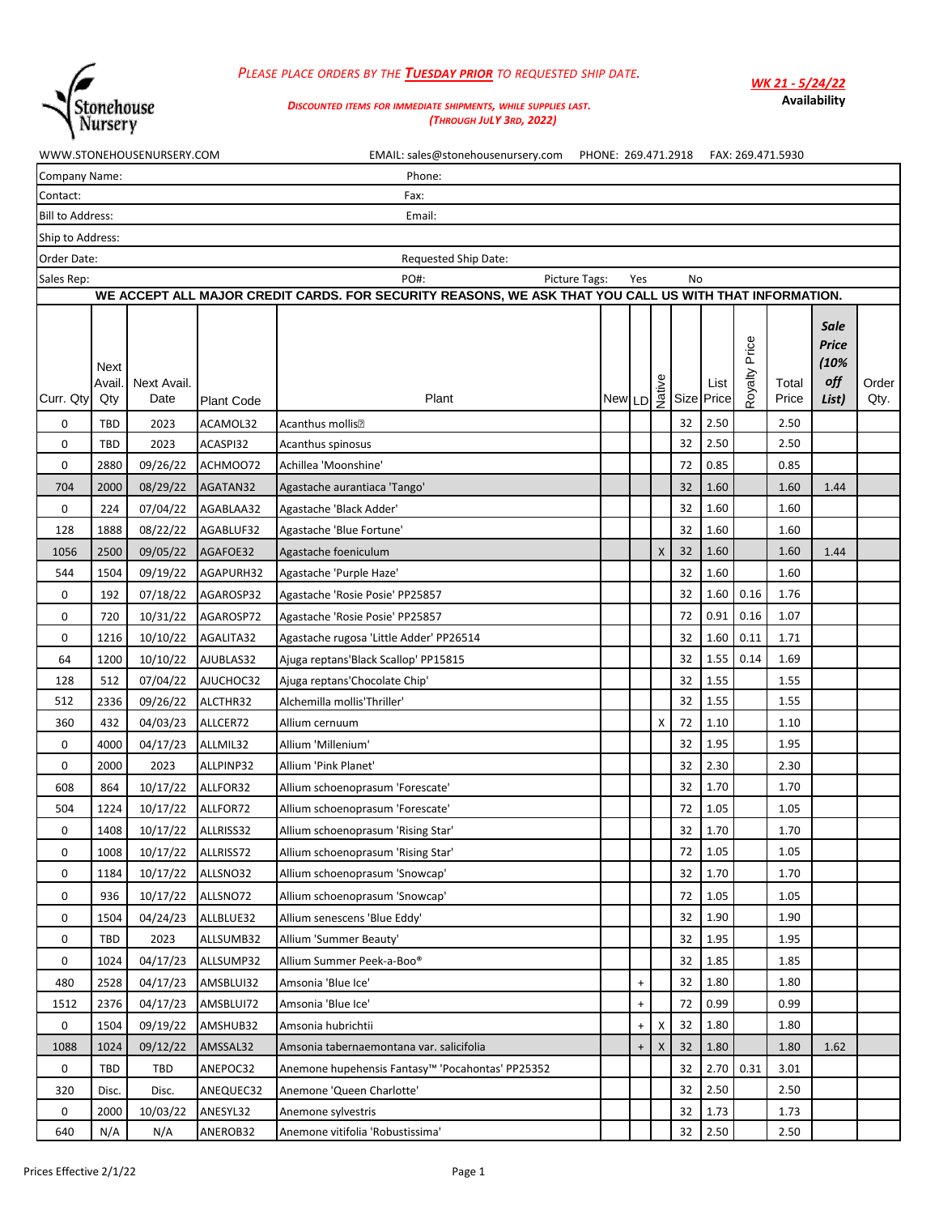Stonehouse Nursery

*PLEASE PLACE ORDERS BY THE **TUESDAY PRIOR** TO REQUESTED SHIP DATE.*

**WK 21 - 5/24/22**
**Availability**

***DISCOUNTED ITEMS FOR IMMEDIATE SHIPMENTS, WHILE SUPPLIES LAST. (THROUGH JULY 3RD, 2022)***

WWW.STONEHOUSENURSERY.COM EMAIL: sales@stonehousenursery.com PHONE: 269.471.2918 FAX: 269.471.5930

| | |
|---|---|
| Company Name: | Phone: |
| Contact: | Fax: |
| Bill to Address: | Email: |
| Ship to Address: | |
| Order Date: | Requested Ship Date: |
| Sales Rep: | PO#: Picture Tags: Yes No |

**WE ACCEPT ALL MAJOR CREDIT CARDS. FOR SECURITY REASONS, WE ASK THAT YOU CALL US WITH THAT INFORMATION.**

| Curr. Qty | Next Avail. Qty | Next Avail. Date | Plant Code | Plant | New | LD | Native | Size | List Price | Royalty Price | Total Price | *Sale Price (10% off List)* | Order Qty. |
|---|---|---|---|---|---|---|---|---|---|---|---|---|---|
| 0 | TBD | 2023 | ACAMOL32 | Acanthus mollis | | | | 32 | 2.50 | | 2.50 | | |
| 0 | TBD | 2023 | ACASPI32 | Acanthus spinosus | | | | 32 | 2.50 | | 2.50 | | |
| 0 | 2880 | 09/26/22 | ACHMOO72 | Achillea 'Moonshine' | | | | 72 | 0.85 | | 0.85 | | |
| 704 | 2000 | 08/29/22 | AGATAN32 | Agastache aurantiaca 'Tango' | | | | 32 | 1.60 | | 1.60 | 1.44 | |
| 0 | 224 | 07/04/22 | AGABLAA32 | Agastache 'Black Adder' | | | | 32 | 1.60 | | 1.60 | | |
| 128 | 1888 | 08/22/22 | AGABLUF32 | Agastache 'Blue Fortune' | | | | 32 | 1.60 | | 1.60 | | |
| 1056 | 2500 | 09/05/22 | AGAFOE32 | Agastache foeniculum | | | X | 32 | 1.60 | | 1.60 | 1.44 | |
| 544 | 1504 | 09/19/22 | AGAPURH32 | Agastache 'Purple Haze' | | | | 32 | 1.60 | | 1.60 | | |
| 0 | 192 | 07/18/22 | AGAROSP32 | Agastache 'Rosie Posie' PP25857 | | | | 32 | 1.60 | 0.16 | 1.76 | | |
| 0 | 720 | 10/31/22 | AGAROSP72 | Agastache 'Rosie Posie' PP25857 | | | | 72 | 0.91 | 0.16 | 1.07 | | |
| 0 | 1216 | 10/10/22 | AGALITA32 | Agastache rugosa 'Little Adder' PP26514 | | | | 32 | 1.60 | 0.11 | 1.71 | | |
| 64 | 1200 | 10/10/22 | AJUBLAS32 | Ajuga reptans'Black Scallop' PP15815 | | | | 32 | 1.55 | 0.14 | 1.69 | | |
| 128 | 512 | 07/04/22 | AJUCHOC32 | Ajuga reptans'Chocolate Chip' | | | | 32 | 1.55 | | 1.55 | | |
| 512 | 2336 | 09/26/22 | ALCTHR32 | Alchemilla mollis'Thriller' | | | | 32 | 1.55 | | 1.55 | | |
| 360 | 432 | 04/03/23 | ALLCER72 | Allium cernuum | | | X | 72 | 1.10 | | 1.10 | | |
| 0 | 4000 | 04/17/23 | ALLMIL32 | Allium 'Millenium' | | | | 32 | 1.95 | | 1.95 | | |
| 0 | 2000 | 2023 | ALLPINP32 | Allium 'Pink Planet' | | | | 32 | 2.30 | | 2.30 | | |
| 608 | 864 | 10/17/22 | ALLFOR32 | Allium schoenoprasum 'Forescate' | | | | 32 | 1.70 | | 1.70 | | |
| 504 | 1224 | 10/17/22 | ALLFOR72 | Allium schoenoprasum 'Forescate' | | | | 72 | 1.05 | | 1.05 | | |
| 0 | 1408 | 10/17/22 | ALLRISS32 | Allium schoenoprasum 'Rising Star' | | | | 32 | 1.70 | | 1.70 | | |
| 0 | 1008 | 10/17/22 | ALLRISS72 | Allium schoenoprasum 'Rising Star' | | | | 72 | 1.05 | | 1.05 | | |
| 0 | 1184 | 10/17/22 | ALLSNO32 | Allium schoenoprasum 'Snowcap' | | | | 32 | 1.70 | | 1.70 | | |
| 0 | 936 | 10/17/22 | ALLSNO72 | Allium schoenoprasum 'Snowcap' | | | | 72 | 1.05 | | 1.05 | | |
| 0 | 1504 | 04/24/23 | ALLBLUE32 | Allium senescens 'Blue Eddy' | | | | 32 | 1.90 | | 1.90 | | |
| 0 | TBD | 2023 | ALLSUMB32 | Allium 'Summer Beauty' | | | | 32 | 1.95 | | 1.95 | | |
| 0 | 1024 | 04/17/23 | ALLSUMP32 | Allium Summer Peek-a-Boo® | | | | 32 | 1.85 | | 1.85 | | |
| 480 | 2528 | 04/17/23 | AMSBLUI32 | Amsonia 'Blue Ice' | | + | | 32 | 1.80 | | 1.80 | | |
| 1512 | 2376 | 04/17/23 | AMSBLUI72 | Amsonia 'Blue Ice' | | + | | 72 | 0.99 | | 0.99 | | |
| 0 | 1504 | 09/19/22 | AMSHUB32 | Amsonia hubrichtii | | + | X | 32 | 1.80 | | 1.80 | | |
| 1088 | 1024 | 09/12/22 | AMSSAL32 | Amsonia tabernaemontana var. salicifolia | | + | X | 32 | 1.80 | | 1.80 | 1.62 | |
| 0 | TBD | TBD | ANEPOC32 | Anemone hupehensis Fantasy™ 'Pocahontas' PP25352 | | | | 32 | 2.70 | 0.31 | 3.01 | | |
| 320 | Disc. | Disc. | ANEQUEC32 | Anemone 'Queen Charlotte' | | | | 32 | 2.50 | | 2.50 | | |
| 0 | 2000 | 10/03/22 | ANESYL32 | Anemone sylvestris | | | | 32 | 1.73 | | 1.73 | | |
| 640 | N/A | N/A | ANEROB32 | Anemone vitifolia 'Robustissima' | | | | 32 | 2.50 | | 2.50 | | |

Prices Effective 2/1/22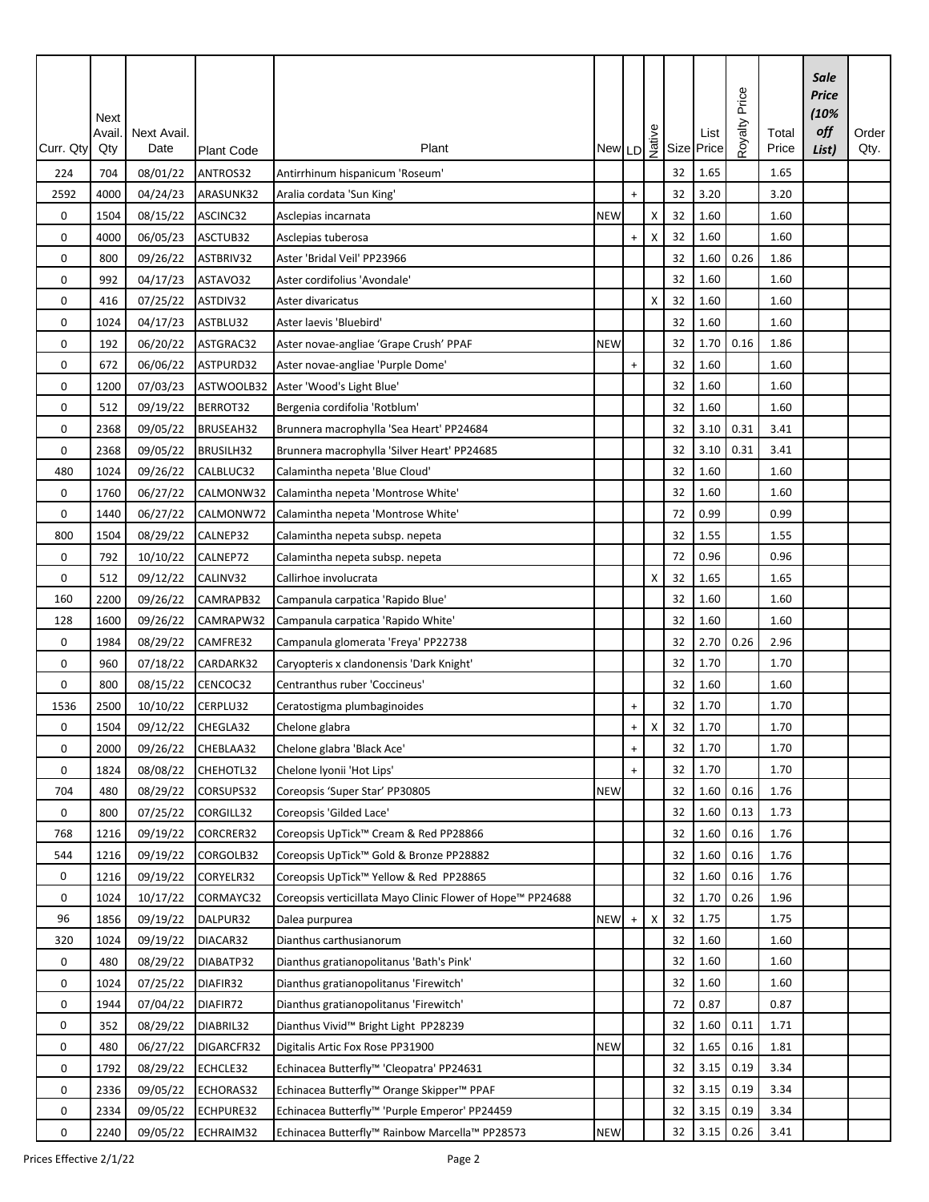| Curr. Qty | Next Avail. Qty | Next Avail. Date | Plant Code | Plant | New | LD | Native | Size | List Price | Royalty Price | Total Price | *Sale Price (10% off List)* | Order Qty. |
|---|---|---|---|---|---|---|---|---|---|---|---|---|---|
| 224 | 704 | 08/01/22 | ANTROS32 | Antirrhinum hispanicum 'Roseum' | | | | 32 | 1.65 | | 1.65 | | |
| 2592 | 4000 | 04/24/23 | ARASUNK32 | Aralia cordata 'Sun King' | | + | | 32 | 3.20 | | 3.20 | | |
| 0 | 1504 | 08/15/22 | ASCINC32 | Asclepias incarnata | NEW | | X | 32 | 1.60 | | 1.60 | | |
| 0 | 4000 | 06/05/23 | ASCTUB32 | Asclepias tuberosa | | + | X | 32 | 1.60 | | 1.60 | | |
| 0 | 800 | 09/26/22 | ASTBRIV32 | Aster 'Bridal Veil' PP23966 | | | | 32 | 1.60 | 0.26 | 1.86 | | |
| 0 | 992 | 04/17/23 | ASTAVO32 | Aster cordifolius 'Avondale' | | | | 32 | 1.60 | | 1.60 | | |
| 0 | 416 | 07/25/22 | ASTDIV32 | Aster divaricatus | | | X | 32 | 1.60 | | 1.60 | | |
| 0 | 1024 | 04/17/23 | ASTBLU32 | Aster laevis 'Bluebird' | | | | 32 | 1.60 | | 1.60 | | |
| 0 | 192 | 06/20/22 | ASTGRAC32 | Aster novae-angliae 'Grape Crush' PPAF | NEW | | | 32 | 1.70 | 0.16 | 1.86 | | |
| 0 | 672 | 06/06/22 | ASTPURD32 | Aster novae-angliae 'Purple Dome' | | + | | 32 | 1.60 | | 1.60 | | |
| 0 | 1200 | 07/03/23 | ASTWOOLB32 | Aster 'Wood's Light Blue' | | | | 32 | 1.60 | | 1.60 | | |
| 0 | 512 | 09/19/22 | BERROT32 | Bergenia cordifolia 'Rotblum' | | | | 32 | 1.60 | | 1.60 | | |
| 0 | 2368 | 09/05/22 | BRUSEAH32 | Brunnera macrophylla 'Sea Heart' PP24684 | | | | 32 | 3.10 | 0.31 | 3.41 | | |
| 0 | 2368 | 09/05/22 | BRUSILH32 | Brunnera macrophylla 'Silver Heart' PP24685 | | | | 32 | 3.10 | 0.31 | 3.41 | | |
| 480 | 1024 | 09/26/22 | CALBLUC32 | Calamintha nepeta 'Blue Cloud' | | | | 32 | 1.60 | | 1.60 | | |
| 0 | 1760 | 06/27/22 | CALMONW32 | Calamintha nepeta 'Montrose White' | | | | 32 | 1.60 | | 1.60 | | |
| 0 | 1440 | 06/27/22 | CALMONW72 | Calamintha nepeta 'Montrose White' | | | | 72 | 0.99 | | 0.99 | | |
| 800 | 1504 | 08/29/22 | CALNEP32 | Calamintha nepeta subsp. nepeta | | | | 32 | 1.55 | | 1.55 | | |
| 0 | 792 | 10/10/22 | CALNEP72 | Calamintha nepeta subsp. nepeta | | | | 72 | 0.96 | | 0.96 | | |
| 0 | 512 | 09/12/22 | CALINV32 | Callirhoe involucrata | | | X | 32 | 1.65 | | 1.65 | | |
| 160 | 2200 | 09/26/22 | CAMRAPB32 | Campanula carpatica 'Rapido Blue' | | | | 32 | 1.60 | | 1.60 | | |
| 128 | 1600 | 09/26/22 | CAMRAPW32 | Campanula carpatica 'Rapido White' | | | | 32 | 1.60 | | 1.60 | | |
| 0 | 1984 | 08/29/22 | CAMFRE32 | Campanula glomerata 'Freya' PP22738 | | | | 32 | 2.70 | 0.26 | 2.96 | | |
| 0 | 960 | 07/18/22 | CARDARK32 | Caryopteris x clandonensis 'Dark Knight' | | | | 32 | 1.70 | | 1.70 | | |
| 0 | 800 | 08/15/22 | CENCOC32 | Centranthus ruber 'Coccineus' | | | | 32 | 1.60 | | 1.60 | | |
| 1536 | 2500 | 10/10/22 | CERPLU32 | Ceratostigma plumbaginoides | | + | | 32 | 1.70 | | 1.70 | | |
| 0 | 1504 | 09/12/22 | CHEGLA32 | Chelone glabra | | + | X | 32 | 1.70 | | 1.70 | | |
| 0 | 2000 | 09/26/22 | CHEBLAA32 | Chelone glabra 'Black Ace' | | + | | 32 | 1.70 | | 1.70 | | |
| 0 | 1824 | 08/08/22 | CHEHOTL32 | Chelone lyonii 'Hot Lips' | | + | | 32 | 1.70 | | 1.70 | | |
| 704 | 480 | 08/29/22 | CORSUPS32 | Coreopsis 'Super Star' PP30805 | NEW | | | 32 | 1.60 | 0.16 | 1.76 | | |
| 0 | 800 | 07/25/22 | CORGILL32 | Coreopsis 'Gilded Lace' | | | | 32 | 1.60 | 0.13 | 1.73 | | |
| 768 | 1216 | 09/19/22 | CORCRER32 | Coreopsis UpTick™ Cream & Red PP28866 | | | | 32 | 1.60 | 0.16 | 1.76 | | |
| 544 | 1216 | 09/19/22 | CORGOLB32 | Coreopsis UpTick™ Gold & Bronze PP28882 | | | | 32 | 1.60 | 0.16 | 1.76 | | |
| 0 | 1216 | 09/19/22 | CORYELR32 | Coreopsis UpTick™ Yellow & Red PP28865 | | | | 32 | 1.60 | 0.16 | 1.76 | | |
| 0 | 1024 | 10/17/22 | CORMAYC32 | Coreopsis verticillata Mayo Clinic Flower of Hope™ PP24688 | | | | 32 | 1.70 | 0.26 | 1.96 | | |
| 96 | 1856 | 09/19/22 | DALPUR32 | Dalea purpurea | NEW | + | X | 32 | 1.75 | | 1.75 | | |
| 320 | 1024 | 09/19/22 | DIACAR32 | Dianthus carthusianorum | | | | 32 | 1.60 | | 1.60 | | |
| 0 | 480 | 08/29/22 | DIABATP32 | Dianthus gratianopolitanus 'Bath's Pink' | | | | 32 | 1.60 | | 1.60 | | |
| 0 | 1024 | 07/25/22 | DIAFIR32 | Dianthus gratianopolitanus 'Firewitch' | | | | 32 | 1.60 | | 1.60 | | |
| 0 | 1944 | 07/04/22 | DIAFIR72 | Dianthus gratianopolitanus 'Firewitch' | | | | 72 | 0.87 | | 0.87 | | |
| 0 | 352 | 08/29/22 | DIABRIL32 | Dianthus Vivid™ Bright Light PP28239 | | | | 32 | 1.60 | 0.11 | 1.71 | | |
| 0 | 480 | 06/27/22 | DIGARCFR32 | Digitalis Artic Fox Rose PP31900 | NEW | | | 32 | 1.65 | 0.16 | 1.81 | | |
| 0 | 1792 | 08/29/22 | ECHCLE32 | Echinacea Butterfly™ 'Cleopatra' PP24631 | | | | 32 | 3.15 | 0.19 | 3.34 | | |
| 0 | 2336 | 09/05/22 | ECHORAS32 | Echinacea Butterfly™ Orange Skipper™ PPAF | | | | 32 | 3.15 | 0.19 | 3.34 | | |
| 0 | 2334 | 09/05/22 | ECHPURE32 | Echinacea Butterfly™ 'Purple Emperor' PP24459 | | | | 32 | 3.15 | 0.19 | 3.34 | | |
| 0 | 2240 | 09/05/22 | ECHRAIM32 | Echinacea Butterfly™ Rainbow Marcella™ PP28573 | NEW | | | 32 | 3.15 | 0.26 | 3.41 | | |

Prices Effective 2/1/22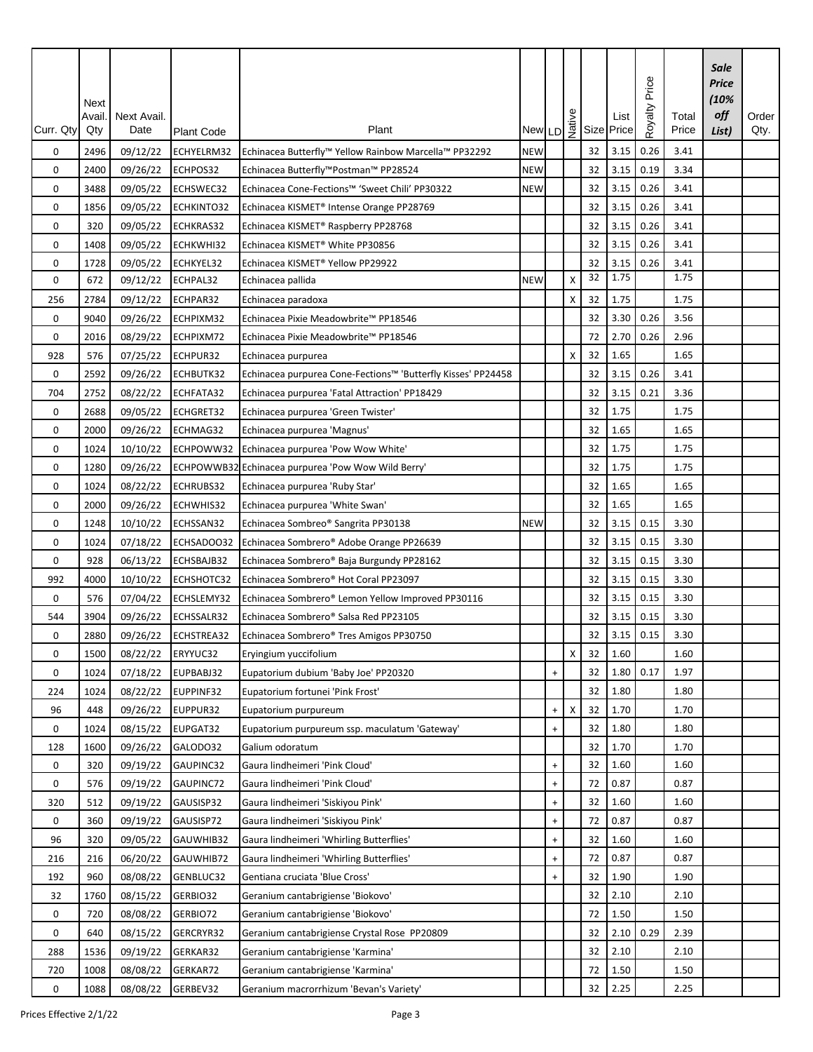| Curr. Qty | Next Avail. Qty | Next Avail. Date | Plant Code | Plant | New | LD | Native | Size | List Price | Royalty Price | Total Price | *Sale Price (10% off List)* | Order Qty. |
|---|---|---|---|---|---|---|---|---|---|---|---|---|---|
| 0 | 2496 | 09/12/22 | ECHYELRM32 | Echinacea Butterfly™ Yellow Rainbow Marcella™ PP32292 | NEW | | | 32 | 3.15 | 0.26 | 3.41 | | |
| 0 | 2400 | 09/26/22 | ECHPOS32 | Echinacea Butterfly™Postman™ PP28524 | NEW | | | 32 | 3.15 | 0.19 | 3.34 | | |
| 0 | 3488 | 09/05/22 | ECHSWEC32 | Echinacea Cone-Fections™ 'Sweet Chili' PP30322 | NEW | | | 32 | 3.15 | 0.26 | 3.41 | | |
| 0 | 1856 | 09/05/22 | ECHKINTO32 | Echinacea KISMET® Intense Orange PP28769 | | | | 32 | 3.15 | 0.26 | 3.41 | | |
| 0 | 320 | 09/05/22 | ECHKRAS32 | Echinacea KISMET® Raspberry PP28768 | | | | 32 | 3.15 | 0.26 | 3.41 | | |
| 0 | 1408 | 09/05/22 | ECHKWHI32 | Echinacea KISMET® White PP30856 | | | | 32 | 3.15 | 0.26 | 3.41 | | |
| 0 | 1728 | 09/05/22 | ECHKYEL32 | Echinacea KISMET® Yellow PP29922 | | | | 32 | 3.15 | 0.26 | 3.41 | | |
| 0 | 672 | 09/12/22 | ECHPAL32 | Echinacea pallida | NEW | | X | 32 | 1.75 | | 1.75 | | |
| 256 | 2784 | 09/12/22 | ECHPAR32 | Echinacea paradoxa | | | X | 32 | 1.75 | | 1.75 | | |
| 0 | 9040 | 09/26/22 | ECHPIXM32 | Echinacea Pixie Meadowbrite™ PP18546 | | | | 32 | 3.30 | 0.26 | 3.56 | | |
| 0 | 2016 | 08/29/22 | ECHPIXM72 | Echinacea Pixie Meadowbrite™ PP18546 | | | | 72 | 2.70 | 0.26 | 2.96 | | |
| 928 | 576 | 07/25/22 | ECHPUR32 | Echinacea purpurea | | | X | 32 | 1.65 | | 1.65 | | |
| 0 | 2592 | 09/26/22 | ECHBUTK32 | Echinacea purpurea Cone-Fections™ 'Butterfly Kisses' PP24458 | | | | 32 | 3.15 | 0.26 | 3.41 | | |
| 704 | 2752 | 08/22/22 | ECHFATA32 | Echinacea purpurea 'Fatal Attraction' PP18429 | | | | 32 | 3.15 | 0.21 | 3.36 | | |
| 0 | 2688 | 09/05/22 | ECHGRET32 | Echinacea purpurea 'Green Twister' | | | | 32 | 1.75 | | 1.75 | | |
| 0 | 2000 | 09/26/22 | ECHMAG32 | Echinacea purpurea 'Magnus' | | | | 32 | 1.65 | | 1.65 | | |
| 0 | 1024 | 10/10/22 | ECHPOWW32 | Echinacea purpurea 'Pow Wow White' | | | | 32 | 1.75 | | 1.75 | | |
| 0 | 1280 | 09/26/22 | ECHPOWWB32 | Echinacea purpurea 'Pow Wow Wild Berry' | | | | 32 | 1.75 | | 1.75 | | |
| 0 | 1024 | 08/22/22 | ECHRUBS32 | Echinacea purpurea 'Ruby Star' | | | | 32 | 1.65 | | 1.65 | | |
| 0 | 2000 | 09/26/22 | ECHWHIS32 | Echinacea purpurea 'White Swan' | | | | 32 | 1.65 | | 1.65 | | |
| 0 | 1248 | 10/10/22 | ECHSSAN32 | Echinacea Sombrero® Sangrita PP30138 | NEW | | | 32 | 3.15 | 0.15 | 3.30 | | |
| 0 | 1024 | 07/18/22 | ECHSADOO32 | Echinacea Sombrero® Adobe Orange PP26639 | | | | 32 | 3.15 | 0.15 | 3.30 | | |
| 0 | 928 | 06/13/22 | ECHSBAJB32 | Echinacea Sombrero® Baja Burgundy PP28162 | | | | 32 | 3.15 | 0.15 | 3.30 | | |
| 992 | 4000 | 10/10/22 | ECHSHOTC32 | Echinacea Sombrero® Hot Coral PP23097 | | | | 32 | 3.15 | 0.15 | 3.30 | | |
| 0 | 576 | 07/04/22 | ECHSLEMY32 | Echinacea Sombrero® Lemon Yellow Improved PP30116 | | | | 32 | 3.15 | 0.15 | 3.30 | | |
| 544 | 3904 | 09/26/22 | ECHSSALR32 | Echinacea Sombrero® Salsa Red PP23105 | | | | 32 | 3.15 | 0.15 | 3.30 | | |
| 0 | 2880 | 09/26/22 | ECHSTREA32 | Echinacea Sombrero® Tres Amigos PP30750 | | | | 32 | 3.15 | 0.15 | 3.30 | | |
| 0 | 1500 | 08/22/22 | ERYYUC32 | Eryingium yuccifolium | | | X | 32 | 1.60 | | 1.60 | | |
| 0 | 1024 | 07/18/22 | EUPBABJ32 | Eupatorium dubium 'Baby Joe' PP20320 | | + | | 32 | 1.80 | 0.17 | 1.97 | | |
| 224 | 1024 | 08/22/22 | EUPPINF32 | Eupatorium fortunei 'Pink Frost' | | | | 32 | 1.80 | | 1.80 | | |
| 96 | 448 | 09/26/22 | EUPPUR32 | Eupatorium purpureum | | + | X | 32 | 1.70 | | 1.70 | | |
| 0 | 1024 | 08/15/22 | EUPGAT32 | Eupatorium purpureum ssp. maculatum 'Gateway' | | + | | 32 | 1.80 | | 1.80 | | |
| 128 | 1600 | 09/26/22 | GALODO32 | Galium odoratum | | | | 32 | 1.70 | | 1.70 | | |
| 0 | 320 | 09/19/22 | GAUPINC32 | Gaura lindheimeri 'Pink Cloud' | | + | | 32 | 1.60 | | 1.60 | | |
| 0 | 576 | 09/19/22 | GAUPINC72 | Gaura lindheimeri 'Pink Cloud' | | + | | 72 | 0.87 | | 0.87 | | |
| 320 | 512 | 09/19/22 | GAUSISP32 | Gaura lindheimeri 'Siskiyou Pink' | | + | | 32 | 1.60 | | 1.60 | | |
| 0 | 360 | 09/19/22 | GAUSISP72 | Gaura lindheimeri 'Siskiyou Pink' | | + | | 72 | 0.87 | | 0.87 | | |
| 96 | 320 | 09/05/22 | GAUWHIB32 | Gaura lindheimeri 'Whirling Butterflies' | | + | | 32 | 1.60 | | 1.60 | | |
| 216 | 216 | 06/20/22 | GAUWHIB72 | Gaura lindheimeri 'Whirling Butterflies' | | + | | 72 | 0.87 | | 0.87 | | |
| 192 | 960 | 08/08/22 | GENBLUC32 | Gentiana cruciata 'Blue Cross' | | + | | 32 | 1.90 | | 1.90 | | |
| 32 | 1760 | 08/15/22 | GERBIO32 | Geranium cantabrigiense 'Biokovo' | | | | 32 | 2.10 | | 2.10 | | |
| 0 | 720 | 08/08/22 | GERBIO72 | Geranium cantabrigiense 'Biokovo' | | | | 72 | 1.50 | | 1.50 | | |
| 0 | 640 | 08/15/22 | GERCRYR32 | Geranium cantabrigiense Crystal Rose PP20809 | | | | 32 | 2.10 | 0.29 | 2.39 | | |
| 288 | 1536 | 09/19/22 | GERKAR32 | Geranium cantabrigiense 'Karmina' | | | | 32 | 2.10 | | 2.10 | | |
| 720 | 1008 | 08/08/22 | GERKAR72 | Geranium cantabrigiense 'Karmina' | | | | 72 | 1.50 | | 1.50 | | |
| 0 | 1088 | 08/08/22 | GERBEV32 | Geranium macrorrhizum 'Bevan's Variety' | | | | 32 | 2.25 | | 2.25 | | |

Prices Effective 2/1/22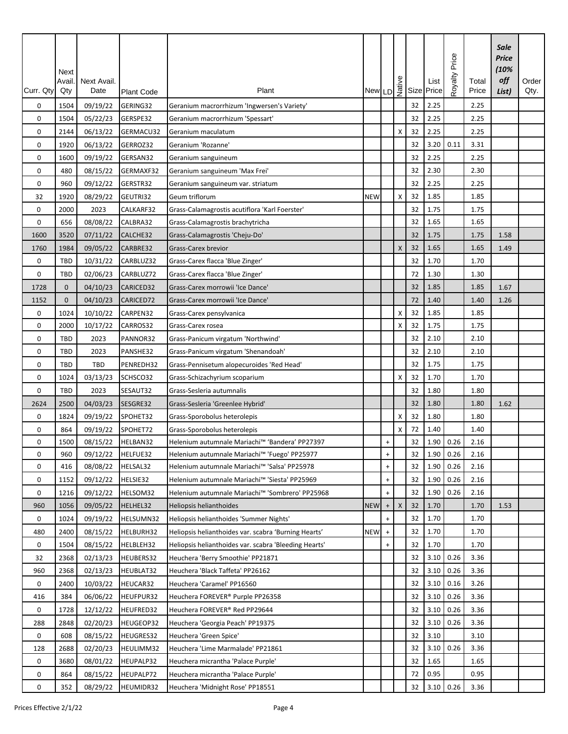| Curr. Qty | Next Avail. Qty | Next Avail. Date | Plant Code | Plant | New | LD | Native | Size | List Price | Royalty Price | Total Price | *Sale Price (10% off List)* | Order Qty. |
|---|---|---|---|---|---|---|---|---|---|---|---|---|---|
| 0 | 1504 | 09/19/22 | GERING32 | Geranium macrorrhizum 'Ingwersen's Variety' | | | | 32 | 2.25 | | 2.25 | | |
| 0 | 1504 | 05/22/23 | GERSPE32 | Geranium macrorrhizum 'Spessart' | | | | 32 | 2.25 | | 2.25 | | |
| 0 | 2144 | 06/13/22 | GERMACU32 | Geranium maculatum | | | X | 32 | 2.25 | | 2.25 | | |
| 0 | 1920 | 06/13/22 | GERROZ32 | Geranium 'Rozanne' | | | | 32 | 3.20 | 0.11 | 3.31 | | |
| 0 | 1600 | 09/19/22 | GERSAN32 | Geranium sanguineum | | | | 32 | 2.25 | | 2.25 | | |
| 0 | 480 | 08/15/22 | GERMAXF32 | Geranium sanguineum 'Max Frei' | | | | 32 | 2.30 | | 2.30 | | |
| 0 | 960 | 09/12/22 | GERSTR32 | Geranium sanguineum var. striatum | | | | 32 | 2.25 | | 2.25 | | |
| 32 | 1920 | 08/29/22 | GEUTRI32 | Geum triflorum | NEW | | X | 32 | 1.85 | | 1.85 | | |
| 0 | 2000 | 2023 | CALKARF32 | Grass-Calamagrostis acutiflora 'Karl Foerster' | | | | 32 | 1.75 | | 1.75 | | |
| 0 | 656 | 08/08/22 | CALBRA32 | Grass-Calamagrostis brachytricha | | | | 32 | 1.65 | | 1.65 | | |
| 1600 | 3520 | 07/11/22 | CALCHE32 | Grass-Calamagrostis 'Cheju-Do' | | | | 32 | 1.75 | | 1.75 | 1.58 | |
| 1760 | 1984 | 09/05/22 | CARBRE32 | Grass-Carex brevior | | | X | 32 | 1.65 | | 1.65 | 1.49 | |
| 0 | TBD | 10/31/22 | CARBLUZ32 | Grass-Carex flacca 'Blue Zinger' | | | | 32 | 1.70 | | 1.70 | | |
| 0 | TBD | 02/06/23 | CARBLUZ72 | Grass-Carex flacca 'Blue Zinger' | | | | 72 | 1.30 | | 1.30 | | |
| 1728 | 0 | 04/10/23 | CARICED32 | Grass-Carex morrowii 'Ice Dance' | | | | 32 | 1.85 | | 1.85 | 1.67 | |
| 1152 | 0 | 04/10/23 | CARICED72 | Grass-Carex morrowii 'Ice Dance' | | | | 72 | 1.40 | | 1.40 | 1.26 | |
| 0 | 1024 | 10/10/22 | CARPEN32 | Grass-Carex pensylvanica | | | X | 32 | 1.85 | | 1.85 | | |
| 0 | 2000 | 10/17/22 | CARROS32 | Grass-Carex rosea | | | X | 32 | 1.75 | | 1.75 | | |
| 0 | TBD | 2023 | PANNOR32 | Grass-Panicum virgatum 'Northwind' | | | | 32 | 2.10 | | 2.10 | | |
| 0 | TBD | 2023 | PANSHE32 | Grass-Panicum virgatum 'Shenandoah' | | | | 32 | 2.10 | | 2.10 | | |
| 0 | TBD | TBD | PENREDH32 | Grass-Pennisetum alopecuroides 'Red Head' | | | | 32 | 1.75 | | 1.75 | | |
| 0 | 1024 | 03/13/23 | SCHSCO32 | Grass-Schizachyrium scoparium | | | X | 32 | 1.70 | | 1.70 | | |
| 0 | TBD | 2023 | SESAUT32 | Grass-Sesleria autumnalis | | | | 32 | 1.80 | | 1.80 | | |
| 2624 | 2500 | 04/03/23 | SESGRE32 | Grass-Sesleria 'Greenlee Hybrid' | | | | 32 | 1.80 | | 1.80 | 1.62 | |
| 0 | 1824 | 09/19/22 | SPOHET32 | Grass-Sporobolus heterolepis | | | X | 32 | 1.80 | | 1.80 | | |
| 0 | 864 | 09/19/22 | SPOHET72 | Grass-Sporobolus heterolepis | | | X | 72 | 1.40 | | 1.40 | | |
| 0 | 1500 | 08/15/22 | HELBAN32 | Helenium autumnale Mariachi™ 'Bandera' PP27397 | | + | | 32 | 1.90 | 0.26 | 2.16 | | |
| 0 | 960 | 09/12/22 | HELFUE32 | Helenium autumnale Mariachi™ 'Fuego' PP25977 | | + | | 32 | 1.90 | 0.26 | 2.16 | | |
| 0 | 416 | 08/08/22 | HELSAL32 | Helenium autumnale Mariachi™ 'Salsa' PP25978 | | + | | 32 | 1.90 | 0.26 | 2.16 | | |
| 0 | 1152 | 09/12/22 | HELSIE32 | Helenium autumnale Mariachi™ 'Siesta' PP25969 | | + | | 32 | 1.90 | 0.26 | 2.16 | | |
| 0 | 1216 | 09/12/22 | HELSOM32 | Helenium autumnale Mariachi™ 'Sombrero' PP25968 | | + | | 32 | 1.90 | 0.26 | 2.16 | | |
| 960 | 1056 | 09/05/22 | HELHEL32 | Heliopsis helianthoides | NEW | + | X | 32 | 1.70 | | 1.70 | 1.53 | |
| 0 | 1024 | 09/19/22 | HELSUMN32 | Heliopsis helianthoides 'Summer Nights' | | + | | 32 | 1.70 | | 1.70 | | |
| 480 | 2400 | 08/15/22 | HELBURH32 | Heliopsis helianthoides var. scabra 'Burning Hearts' | NEW | + | | 32 | 1.70 | | 1.70 | | |
| 0 | 1504 | 08/15/22 | HELBLEH32 | Heliopsis helianthoides var. scabra 'Bleeding Hearts' | | + | | 32 | 1.70 | | 1.70 | | |
| 32 | 2368 | 02/13/23 | HEUBERS32 | Heuchera 'Berry Smoothie' PP21871 | | | | 32 | 3.10 | 0.26 | 3.36 | | |
| 960 | 2368 | 02/13/23 | HEUBLAT32 | Heuchera 'Black Taffeta' PP26162 | | | | 32 | 3.10 | 0.26 | 3.36 | | |
| 0 | 2400 | 10/03/22 | HEUCAR32 | Heuchera 'Caramel' PP16560 | | | | 32 | 3.10 | 0.16 | 3.26 | | |
| 416 | 384 | 06/06/22 | HEUFPUR32 | Heuchera FOREVER® Purple PP26358 | | | | 32 | 3.10 | 0.26 | 3.36 | | |
| 0 | 1728 | 12/12/22 | HEUFRED32 | Heuchera FOREVER® Red PP29644 | | | | 32 | 3.10 | 0.26 | 3.36 | | |
| 288 | 2848 | 02/20/23 | HEUGEOP32 | Heuchera 'Georgia Peach' PP19375 | | | | 32 | 3.10 | 0.26 | 3.36 | | |
| 0 | 608 | 08/15/22 | HEUGRES32 | Heuchera 'Green Spice' | | | | 32 | 3.10 | | 3.10 | | |
| 128 | 2688 | 02/20/23 | HEULIMM32 | Heuchera 'Lime Marmalade' PP21861 | | | | 32 | 3.10 | 0.26 | 3.36 | | |
| 0 | 3680 | 08/01/22 | HEUPALP32 | Heuchera micrantha 'Palace Purple' | | | | 32 | 1.65 | | 1.65 | | |
| 0 | 864 | 08/15/22 | HEUPALP72 | Heuchera micrantha 'Palace Purple' | | | | 72 | 0.95 | | 0.95 | | |
| 0 | 352 | 08/29/22 | HEUMIDR32 | Heuchera 'Midnight Rose' PP18551 | | | | 32 | 3.10 | 0.26 | 3.36 | | |

Prices Effective 2/1/22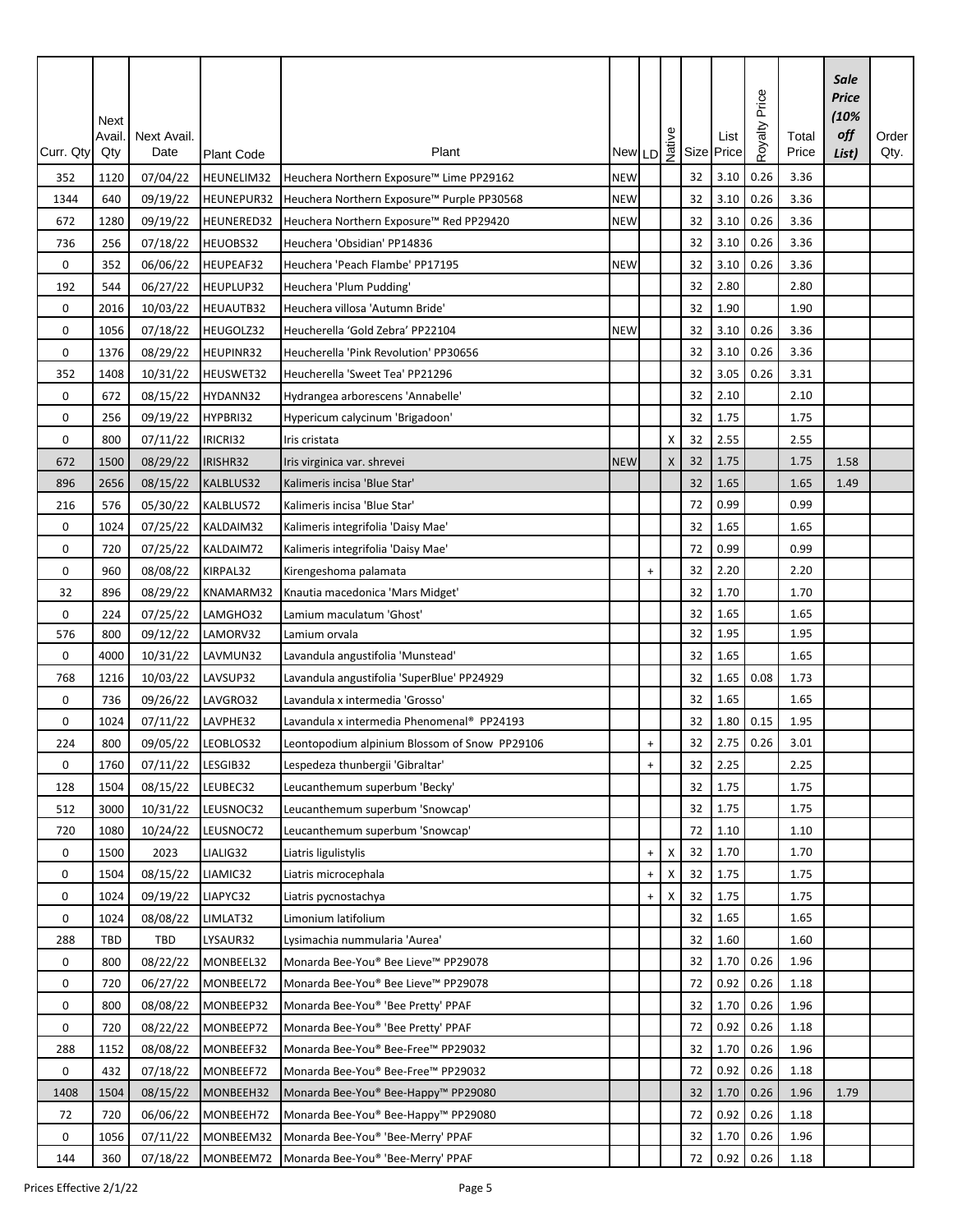| Curr. Qty | Next Avail. Qty | Next Avail. Date | Plant Code | Plant | New | LD | Native | Size | List Price | Royalty Price | Total Price | *Sale Price (10% off List)* | Order Qty. |
|---|---|---|---|---|---|---|---|---|---|---|---|---|---|
| 352 | 1120 | 07/04/22 | HEUNELIM32 | Heuchera Northern Exposure™ Lime PP29162 | NEW | | | 32 | 3.10 | 0.26 | 3.36 | | |
| 1344 | 640 | 09/19/22 | HEUNEPUR32 | Heuchera Northern Exposure™ Purple PP30568 | NEW | | | 32 | 3.10 | 0.26 | 3.36 | | |
| 672 | 1280 | 09/19/22 | HEUNERED32 | Heuchera Northern Exposure™ Red PP29420 | NEW | | | 32 | 3.10 | 0.26 | 3.36 | | |
| 736 | 256 | 07/18/22 | HEUOBS32 | Heuchera 'Obsidian' PP14836 | | | | 32 | 3.10 | 0.26 | 3.36 | | |
| 0 | 352 | 06/06/22 | HEUPEAF32 | Heuchera 'Peach Flambe' PP17195 | NEW | | | 32 | 3.10 | 0.26 | 3.36 | | |
| 192 | 544 | 06/27/22 | HEUPLUP32 | Heuchera 'Plum Pudding' | | | | 32 | 2.80 | | 2.80 | | |
| 0 | 2016 | 10/03/22 | HEUAUTB32 | Heuchera villosa 'Autumn Bride' | | | | 32 | 1.90 | | 1.90 | | |
| 0 | 1056 | 07/18/22 | HEUGOLZ32 | Heucherella 'Gold Zebra' PP22104 | NEW | | | 32 | 3.10 | 0.26 | 3.36 | | |
| 0 | 1376 | 08/29/22 | HEUPINR32 | Heucherella 'Pink Revolution' PP30656 | | | | 32 | 3.10 | 0.26 | 3.36 | | |
| 352 | 1408 | 10/31/22 | HEUSWET32 | Heucherella 'Sweet Tea' PP21296 | | | | 32 | 3.05 | 0.26 | 3.31 | | |
| 0 | 672 | 08/15/22 | HYDANN32 | Hydrangea arborescens 'Annabelle' | | | | 32 | 2.10 | | 2.10 | | |
| 0 | 256 | 09/19/22 | HYPBRI32 | Hypericum calycinum 'Brigadoon' | | | | 32 | 1.75 | | 1.75 | | |
| 0 | 800 | 07/11/22 | IRICRI32 | Iris cristata | | | X | 32 | 2.55 | | 2.55 | | |
| 672 | 1500 | 08/29/22 | IRISHR32 | Iris virginica var. shrevei | NEW | | X | 32 | 1.75 | | 1.75 | 1.58 | |
| 896 | 2656 | 08/15/22 | KALBLUS32 | Kalimeris incisa 'Blue Star' | | | | 32 | 1.65 | | 1.65 | 1.49 | |
| 216 | 576 | 05/30/22 | KALBLUS72 | Kalimeris incisa 'Blue Star' | | | | 72 | 0.99 | | 0.99 | | |
| 0 | 1024 | 07/25/22 | KALDAIM32 | Kalimeris integrifolia 'Daisy Mae' | | | | 32 | 1.65 | | 1.65 | | |
| 0 | 720 | 07/25/22 | KALDAIM72 | Kalimeris integrifolia 'Daisy Mae' | | | | 72 | 0.99 | | 0.99 | | |
| 0 | 960 | 08/08/22 | KIRPAL32 | Kirengeshoma palamata | | + | | 32 | 2.20 | | 2.20 | | |
| 32 | 896 | 08/29/22 | KNAMARM32 | Knautia macedonica 'Mars Midget' | | | | 32 | 1.70 | | 1.70 | | |
| 0 | 224 | 07/25/22 | LAMGHO32 | Lamium maculatum 'Ghost' | | | | 32 | 1.65 | | 1.65 | | |
| 576 | 800 | 09/12/22 | LAMORV32 | Lamium orvala | | | | 32 | 1.95 | | 1.95 | | |
| 0 | 4000 | 10/31/22 | LAVMUN32 | Lavandula angustifolia 'Munstead' | | | | 32 | 1.65 | | 1.65 | | |
| 768 | 1216 | 10/03/22 | LAVSUP32 | Lavandula angustifolia 'SuperBlue' PP24929 | | | | 32 | 1.65 | 0.08 | 1.73 | | |
| 0 | 736 | 09/26/22 | LAVGRO32 | Lavandula x intermedia 'Grosso' | | | | 32 | 1.65 | | 1.65 | | |
| 0 | 1024 | 07/11/22 | LAVPHE32 | Lavandula x intermedia Phenomenal® PP24193 | | | | 32 | 1.80 | 0.15 | 1.95 | | |
| 224 | 800 | 09/05/22 | LEOBLOS32 | Leontopodium alpinium Blossom of Snow PP29106 | | + | | 32 | 2.75 | 0.26 | 3.01 | | |
| 0 | 1760 | 07/11/22 | LESGIB32 | Lespedeza thunbergii 'Gibraltar' | | + | | 32 | 2.25 | | 2.25 | | |
| 128 | 1504 | 08/15/22 | LEUBEC32 | Leucanthemum superbum 'Becky' | | | | 32 | 1.75 | | 1.75 | | |
| 512 | 3000 | 10/31/22 | LEUSNOC32 | Leucanthemum superbum 'Snowcap' | | | | 32 | 1.75 | | 1.75 | | |
| 720 | 1080 | 10/24/22 | LEUSNOC72 | Leucanthemum superbum 'Snowcap' | | | | 72 | 1.10 | | 1.10 | | |
| 0 | 1500 | 2023 | LIALIG32 | Liatris ligulistylis | | + | X | 32 | 1.70 | | 1.70 | | |
| 0 | 1504 | 08/15/22 | LIAMIC32 | Liatris microcephala | | + | X | 32 | 1.75 | | 1.75 | | |
| 0 | 1024 | 09/19/22 | LIAPYC32 | Liatris pycnostachya | | + | X | 32 | 1.75 | | 1.75 | | |
| 0 | 1024 | 08/08/22 | LIMLAT32 | Limonium latifolium | | | | 32 | 1.65 | | 1.65 | | |
| 288 | TBD | TBD | LYSAUR32 | Lysimachia nummularia 'Aurea' | | | | 32 | 1.60 | | 1.60 | | |
| 0 | 800 | 08/22/22 | MONBEEL32 | Monarda Bee-You® Bee Lieve™ PP29078 | | | | 32 | 1.70 | 0.26 | 1.96 | | |
| 0 | 720 | 06/27/22 | MONBEEL72 | Monarda Bee-You® Bee Lieve™ PP29078 | | | | 72 | 0.92 | 0.26 | 1.18 | | |
| 0 | 800 | 08/08/22 | MONBEEP32 | Monarda Bee-You® 'Bee Pretty' PPAF | | | | 32 | 1.70 | 0.26 | 1.96 | | |
| 0 | 720 | 08/22/22 | MONBEEP72 | Monarda Bee-You® 'Bee Pretty' PPAF | | | | 72 | 0.92 | 0.26 | 1.18 | | |
| 288 | 1152 | 08/08/22 | MONBEEF32 | Monarda Bee-You® Bee-Free™ PP29032 | | | | 32 | 1.70 | 0.26 | 1.96 | | |
| 0 | 432 | 07/18/22 | MONBEEF72 | Monarda Bee-You® Bee-Free™ PP29032 | | | | 72 | 0.92 | 0.26 | 1.18 | | |
| 1408 | 1504 | 08/15/22 | MONBEEH32 | Monarda Bee-You® Bee-Happy™ PP29080 | | | | 32 | 1.70 | 0.26 | 1.96 | 1.79 | |
| 72 | 720 | 06/06/22 | MONBEEH72 | Monarda Bee-You® Bee-Happy™ PP29080 | | | | 72 | 0.92 | 0.26 | 1.18 | | |
| 0 | 1056 | 07/11/22 | MONBEEM32 | Monarda Bee-You® 'Bee-Merry' PPAF | | | | 32 | 1.70 | 0.26 | 1.96 | | |
| 144 | 360 | 07/18/22 | MONBEEM72 | Monarda Bee-You® 'Bee-Merry' PPAF | | | | 72 | 0.92 | 0.26 | 1.18 | | |

Prices Effective 2/1/22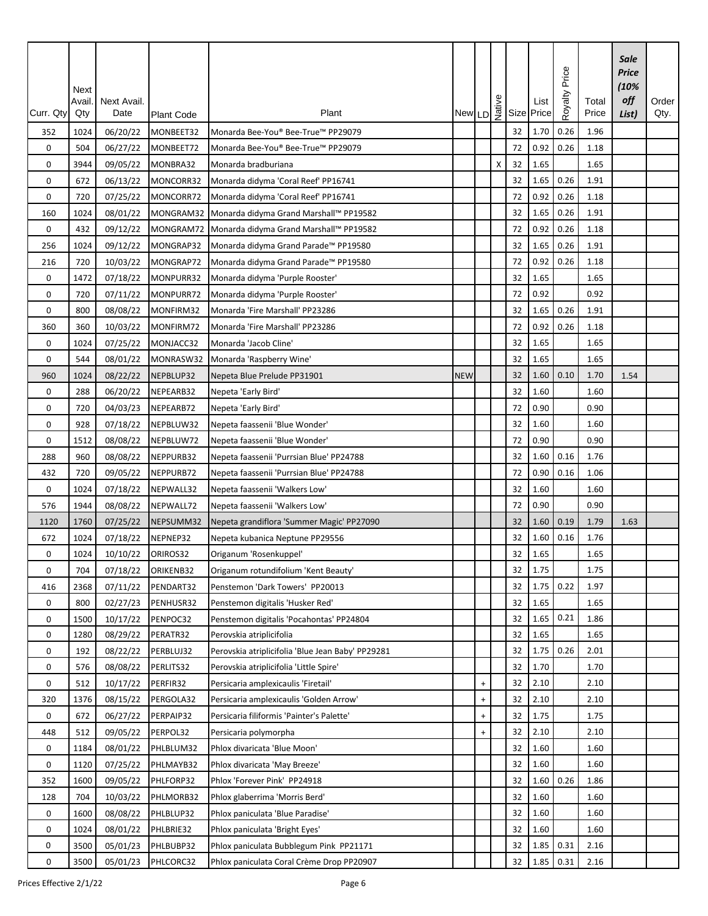| Curr. Qty | Next Avail. Qty | Next Avail. Date | Plant Code | Plant | New | LD | Native | Size | List Price | Royalty Price | Total Price | *Sale Price (10% off List)* | Order Qty. |
|---|---|---|---|---|---|---|---|---|---|---|---|---|---|
| 352 | 1024 | 06/20/22 | MONBEET32 | Monarda Bee-You® Bee-True™ PP29079 | | | | 32 | 1.70 | 0.26 | 1.96 | | |
| 0 | 504 | 06/27/22 | MONBEET72 | Monarda Bee-You® Bee-True™ PP29079 | | | | 72 | 0.92 | 0.26 | 1.18 | | |
| 0 | 3944 | 09/05/22 | MONBRA32 | Monarda bradburiana | | | X | 32 | 1.65 | | 1.65 | | |
| 0 | 672 | 06/13/22 | MONCORR32 | Monarda didyma 'Coral Reef' PP16741 | | | | 32 | 1.65 | 0.26 | 1.91 | | |
| 0 | 720 | 07/25/22 | MONCORR72 | Monarda didyma 'Coral Reef' PP16741 | | | | 72 | 0.92 | 0.26 | 1.18 | | |
| 160 | 1024 | 08/01/22 | MONGRAM32 | Monarda didyma Grand Marshall™ PP19582 | | | | 32 | 1.65 | 0.26 | 1.91 | | |
| 0 | 432 | 09/12/22 | MONGRAM72 | Monarda didyma Grand Marshall™ PP19582 | | | | 72 | 0.92 | 0.26 | 1.18 | | |
| 256 | 1024 | 09/12/22 | MONGRAP32 | Monarda didyma Grand Parade™ PP19580 | | | | 32 | 1.65 | 0.26 | 1.91 | | |
| 216 | 720 | 10/03/22 | MONGRAP72 | Monarda didyma Grand Parade™ PP19580 | | | | 72 | 0.92 | 0.26 | 1.18 | | |
| 0 | 1472 | 07/18/22 | MONPURR32 | Monarda didyma 'Purple Rooster' | | | | 32 | 1.65 | | 1.65 | | |
| 0 | 720 | 07/11/22 | MONPURR72 | Monarda didyma 'Purple Rooster' | | | | 72 | 0.92 | | 0.92 | | |
| 0 | 800 | 08/08/22 | MONFIRM32 | Monarda 'Fire Marshall' PP23286 | | | | 32 | 1.65 | 0.26 | 1.91 | | |
| 360 | 360 | 10/03/22 | MONFIRM72 | Monarda 'Fire Marshall' PP23286 | | | | 72 | 0.92 | 0.26 | 1.18 | | |
| 0 | 1024 | 07/25/22 | MONJACC32 | Monarda 'Jacob Cline' | | | | 32 | 1.65 | | 1.65 | | |
| 0 | 544 | 08/01/22 | MONRASW32 | Monarda 'Raspberry Wine' | | | | 32 | 1.65 | | 1.65 | | |
| 960 | 1024 | 08/22/22 | NEPBLUP32 | Nepeta Blue Prelude PP31901 | NEW | | | 32 | 1.60 | 0.10 | 1.70 | 1.54 | |
| 0 | 288 | 06/20/22 | NEPEARB32 | Nepeta 'Early Bird' | | | | 32 | 1.60 | | 1.60 | | |
| 0 | 720 | 04/03/23 | NEPEARB72 | Nepeta 'Early Bird' | | | | 72 | 0.90 | | 0.90 | | |
| 0 | 928 | 07/18/22 | NEPBLUW32 | Nepeta faassenii 'Blue Wonder' | | | | 32 | 1.60 | | 1.60 | | |
| 0 | 1512 | 08/08/22 | NEPBLUW72 | Nepeta faassenii 'Blue Wonder' | | | | 72 | 0.90 | | 0.90 | | |
| 288 | 960 | 08/08/22 | NEPPURB32 | Nepeta faassenii 'Purrsian Blue' PP24788 | | | | 32 | 1.60 | 0.16 | 1.76 | | |
| 432 | 720 | 09/05/22 | NEPPURB72 | Nepeta faassenii 'Purrsian Blue' PP24788 | | | | 72 | 0.90 | 0.16 | 1.06 | | |
| 0 | 1024 | 07/18/22 | NEPWALL32 | Nepeta faassenii 'Walkers Low' | | | | 32 | 1.60 | | 1.60 | | |
| 576 | 1944 | 08/08/22 | NEPWALL72 | Nepeta faassenii 'Walkers Low' | | | | 72 | 0.90 | | 0.90 | | |
| 1120 | 1760 | 07/25/22 | NEPSUMM32 | Nepeta grandiflora 'Summer Magic' PP27090 | | | | 32 | 1.60 | 0.19 | 1.79 | 1.63 | |
| 672 | 1024 | 07/18/22 | NEPNEP32 | Nepeta kubanica Neptune PP29556 | | | | 32 | 1.60 | 0.16 | 1.76 | | |
| 0 | 1024 | 10/10/22 | ORIROS32 | Origanum 'Rosenkuppel' | | | | 32 | 1.65 | | 1.65 | | |
| 0 | 704 | 07/18/22 | ORIKENB32 | Origanum rotundifolium 'Kent Beauty' | | | | 32 | 1.75 | | 1.75 | | |
| 416 | 2368 | 07/11/22 | PENDART32 | Penstemon 'Dark Towers' PP20013 | | | | 32 | 1.75 | 0.22 | 1.97 | | |
| 0 | 800 | 02/27/23 | PENHUSR32 | Penstemon digitalis 'Husker Red' | | | | 32 | 1.65 | | 1.65 | | |
| 0 | 1500 | 10/17/22 | PENPOC32 | Penstemon digitalis 'Pocahontas' PP24804 | | | | 32 | 1.65 | 0.21 | 1.86 | | |
| 0 | 1280 | 08/29/22 | PERATR32 | Perovskia atriplicifolia | | | | 32 | 1.65 | | 1.65 | | |
| 0 | 192 | 08/22/22 | PERBLUJ32 | Perovskia atriplicifolia 'Blue Jean Baby' PP29281 | | | | 32 | 1.75 | 0.26 | 2.01 | | |
| 0 | 576 | 08/08/22 | PERLITS32 | Perovskia atriplicifolia 'Little Spire' | | | | 32 | 1.70 | | 1.70 | | |
| 0 | 512 | 10/17/22 | PERFIR32 | Persicaria amplexicaulis 'Firetail' | | + | | 32 | 2.10 | | 2.10 | | |
| 320 | 1376 | 08/15/22 | PERGOLA32 | Persicaria amplexicaulis 'Golden Arrow' | | + | | 32 | 2.10 | | 2.10 | | |
| 0 | 672 | 06/27/22 | PERPAIP32 | Persicaria filiformis 'Painter's Palette' | | + | | 32 | 1.75 | | 1.75 | | |
| 448 | 512 | 09/05/22 | PERPOL32 | Persicaria polymorpha | | + | | 32 | 2.10 | | 2.10 | | |
| 0 | 1184 | 08/01/22 | PHLBLUM32 | Phlox divaricata 'Blue Moon' | | | | 32 | 1.60 | | 1.60 | | |
| 0 | 1120 | 07/25/22 | PHLMAYB32 | Phlox divaricata 'May Breeze' | | | | 32 | 1.60 | | 1.60 | | |
| 352 | 1600 | 09/05/22 | PHLFORP32 | Phlox 'Forever Pink' PP24918 | | | | 32 | 1.60 | 0.26 | 1.86 | | |
| 128 | 704 | 10/03/22 | PHLMORB32 | Phlox glaberrima 'Morris Berd' | | | | 32 | 1.60 | | 1.60 | | |
| 0 | 1600 | 08/08/22 | PHLBLUP32 | Phlox paniculata 'Blue Paradise' | | | | 32 | 1.60 | | 1.60 | | |
| 0 | 1024 | 08/01/22 | PHLBRIE32 | Phlox paniculata 'Bright Eyes' | | | | 32 | 1.60 | | 1.60 | | |
| 0 | 3500 | 05/01/23 | PHLBUBP32 | Phlox paniculata Bubblegum Pink PP21171 | | | | 32 | 1.85 | 0.31 | 2.16 | | |
| 0 | 3500 | 05/01/23 | PHLCORC32 | Phlox paniculata Coral Crème Drop PP20907 | | | | 32 | 1.85 | 0.31 | 2.16 | | |

Prices Effective 2/1/22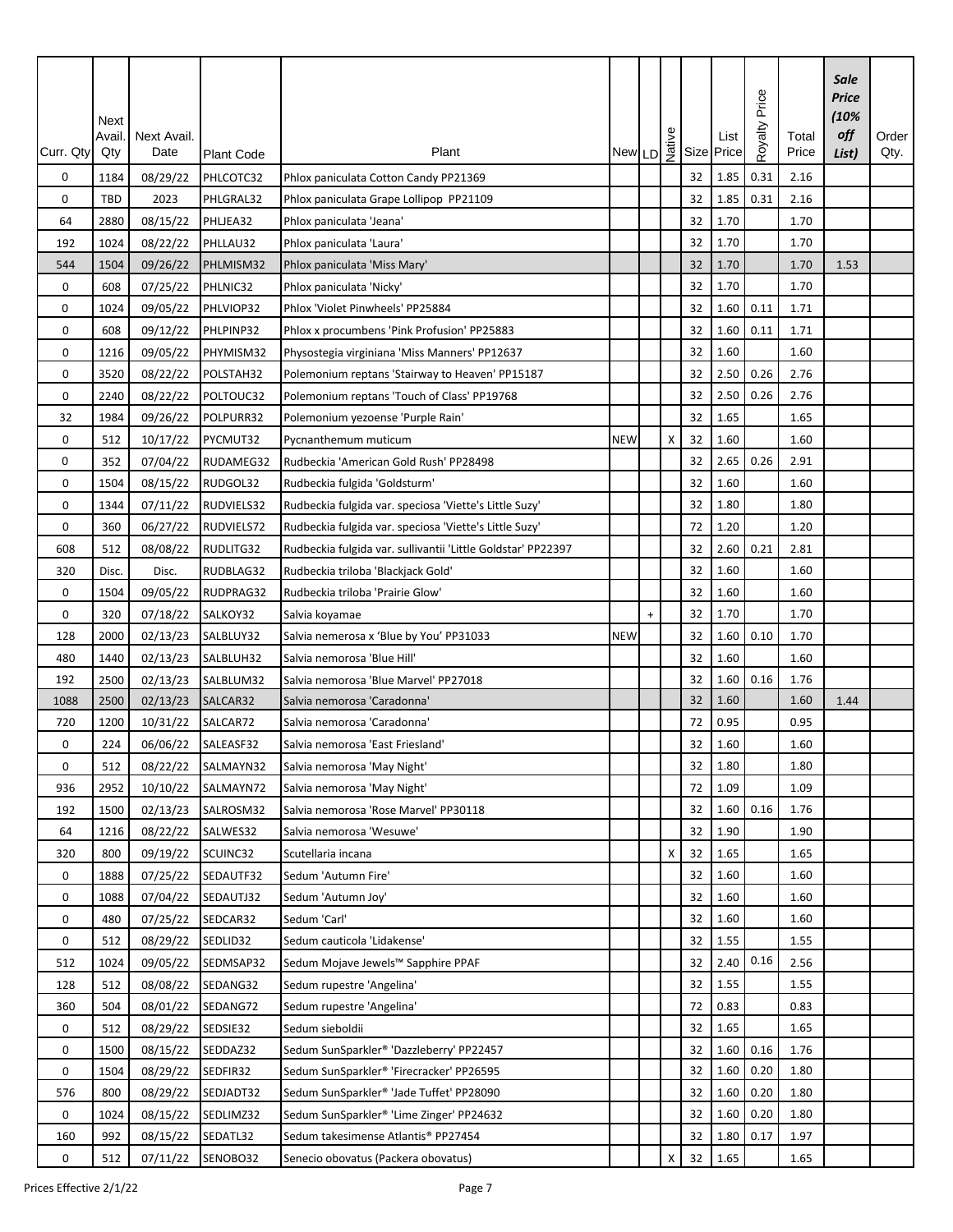| Curr. Qty | Next Avail. Qty | Next Avail. Date | Plant Code | Plant | New | LD | Native | Size | List Price | Royalty Price | Total Price | *Sale Price (10% off List)* | Order Qty. |
|---|---|---|---|---|---|---|---|---|---|---|---|---|---|
| 0 | 1184 | 08/29/22 | PHLCOTC32 | Phlox paniculata Cotton Candy PP21369 | | | | 32 | 1.85 | 0.31 | 2.16 | | |
| 0 | TBD | 2023 | PHLGRAL32 | Phlox paniculata Grape Lollipop PP21109 | | | | 32 | 1.85 | 0.31 | 2.16 | | |
| 64 | 2880 | 08/15/22 | PHLJEA32 | Phlox paniculata 'Jeana' | | | | 32 | 1.70 | | 1.70 | | |
| 192 | 1024 | 08/22/22 | PHLLAU32 | Phlox paniculata 'Laura' | | | | 32 | 1.70 | | 1.70 | | |
| 544 | 1504 | 09/26/22 | PHLMISM32 | Phlox paniculata 'Miss Mary' | | | | 32 | 1.70 | | 1.70 | 1.53 | |
| 0 | 608 | 07/25/22 | PHLNIC32 | Phlox paniculata 'Nicky' | | | | 32 | 1.70 | | 1.70 | | |
| 0 | 1024 | 09/05/22 | PHLVIOP32 | Phlox 'Violet Pinwheels' PP25884 | | | | 32 | 1.60 | 0.11 | 1.71 | | |
| 0 | 608 | 09/12/22 | PHLPINP32 | Phlox x procumbens 'Pink Profusion' PP25883 | | | | 32 | 1.60 | 0.11 | 1.71 | | |
| 0 | 1216 | 09/05/22 | PHYMISM32 | Physostegia virginiana 'Miss Manners' PP12637 | | | | 32 | 1.60 | | 1.60 | | |
| 0 | 3520 | 08/22/22 | POLSTAH32 | Polemonium reptans 'Stairway to Heaven' PP15187 | | | | 32 | 2.50 | 0.26 | 2.76 | | |
| 0 | 2240 | 08/22/22 | POLTOUC32 | Polemonium reptans 'Touch of Class' PP19768 | | | | 32 | 2.50 | 0.26 | 2.76 | | |
| 32 | 1984 | 09/26/22 | POLPURR32 | Polemonium yezoense 'Purple Rain' | | | | 32 | 1.65 | | 1.65 | | |
| 0 | 512 | 10/17/22 | PYCMUT32 | Pycnanthemum muticum | NEW | | X | 32 | 1.60 | | 1.60 | | |
| 0 | 352 | 07/04/22 | RUDAMEG32 | Rudbeckia 'American Gold Rush' PP28498 | | | | 32 | 2.65 | 0.26 | 2.91 | | |
| 0 | 1504 | 08/15/22 | RUDGOL32 | Rudbeckia fulgida 'Goldsturm' | | | | 32 | 1.60 | | 1.60 | | |
| 0 | 1344 | 07/11/22 | RUDVIELS32 | Rudbeckia fulgida var. speciosa 'Viette's Little Suzy' | | | | 32 | 1.80 | | 1.80 | | |
| 0 | 360 | 06/27/22 | RUDVIELS72 | Rudbeckia fulgida var. speciosa 'Viette's Little Suzy' | | | | 72 | 1.20 | | 1.20 | | |
| 608 | 512 | 08/08/22 | RUDLITG32 | Rudbeckia fulgida var. sullivantii 'Little Goldstar' PP22397 | | | | 32 | 2.60 | 0.21 | 2.81 | | |
| 320 | Disc. | Disc. | RUDBLAG32 | Rudbeckia triloba 'Blackjack Gold' | | | | 32 | 1.60 | | 1.60 | | |
| 0 | 1504 | 09/05/22 | RUDPRAG32 | Rudbeckia triloba 'Prairie Glow' | | | | 32 | 1.60 | | 1.60 | | |
| 0 | 320 | 07/18/22 | SALKOY32 | Salvia koyamae | | + | | 32 | 1.70 | | 1.70 | | |
| 128 | 2000 | 02/13/23 | SALBLUY32 | Salvia nemerosa x 'Blue by You' PP31033 | NEW | | | 32 | 1.60 | 0.10 | 1.70 | | |
| 480 | 1440 | 02/13/23 | SALBLUH32 | Salvia nemorosa 'Blue Hill' | | | | 32 | 1.60 | | 1.60 | | |
| 192 | 2500 | 02/13/23 | SALBLUM32 | Salvia nemorosa 'Blue Marvel' PP27018 | | | | 32 | 1.60 | 0.16 | 1.76 | | |
| 1088 | 2500 | 02/13/23 | SALCAR32 | Salvia nemorosa 'Caradonna' | | | | 32 | 1.60 | | 1.60 | 1.44 | |
| 720 | 1200 | 10/31/22 | SALCAR72 | Salvia nemorosa 'Caradonna' | | | | 72 | 0.95 | | 0.95 | | |
| 0 | 224 | 06/06/22 | SALEASF32 | Salvia nemorosa 'East Friesland' | | | | 32 | 1.60 | | 1.60 | | |
| 0 | 512 | 08/22/22 | SALMAYN32 | Salvia nemorosa 'May Night' | | | | 32 | 1.80 | | 1.80 | | |
| 936 | 2952 | 10/10/22 | SALMAYN72 | Salvia nemorosa 'May Night' | | | | 72 | 1.09 | | 1.09 | | |
| 192 | 1500 | 02/13/23 | SALROSM32 | Salvia nemorosa 'Rose Marvel' PP30118 | | | | 32 | 1.60 | 0.16 | 1.76 | | |
| 64 | 1216 | 08/22/22 | SALWES32 | Salvia nemorosa 'Wesuwe' | | | | 32 | 1.90 | | 1.90 | | |
| 320 | 800 | 09/19/22 | SCUINC32 | Scutellaria incana | | | X | 32 | 1.65 | | 1.65 | | |
| 0 | 1888 | 07/25/22 | SEDAUTF32 | Sedum 'Autumn Fire' | | | | 32 | 1.60 | | 1.60 | | |
| 0 | 1088 | 07/04/22 | SEDAUTJ32 | Sedum 'Autumn Joy' | | | | 32 | 1.60 | | 1.60 | | |
| 0 | 480 | 07/25/22 | SEDCAR32 | Sedum 'Carl' | | | | 32 | 1.60 | | 1.60 | | |
| 0 | 512 | 08/29/22 | SEDLID32 | Sedum cauticola 'Lidakense' | | | | 32 | 1.55 | | 1.55 | | |
| 512 | 1024 | 09/05/22 | SEDMSAP32 | Sedum Mojave Jewels™ Sapphire PPAF | | | | 32 | 2.40 | 0.16 | 2.56 | | |
| 128 | 512 | 08/08/22 | SEDANG32 | Sedum rupestre 'Angelina' | | | | 32 | 1.55 | | 1.55 | | |
| 360 | 504 | 08/01/22 | SEDANG72 | Sedum rupestre 'Angelina' | | | | 72 | 0.83 | | 0.83 | | |
| 0 | 512 | 08/29/22 | SEDSIE32 | Sedum sieboldii | | | | 32 | 1.65 | | 1.65 | | |
| 0 | 1500 | 08/15/22 | SEDDAZ32 | Sedum SunSparkler® 'Dazzleberry' PP22457 | | | | 32 | 1.60 | 0.16 | 1.76 | | |
| 0 | 1504 | 08/29/22 | SEDFIR32 | Sedum SunSparkler® 'Firecracker' PP26595 | | | | 32 | 1.60 | 0.20 | 1.80 | | |
| 576 | 800 | 08/29/22 | SEDJADT32 | Sedum SunSparkler® 'Jade Tuffet' PP28090 | | | | 32 | 1.60 | 0.20 | 1.80 | | |
| 0 | 1024 | 08/15/22 | SEDLIMZ32 | Sedum SunSparkler® 'Lime Zinger' PP24632 | | | | 32 | 1.60 | 0.20 | 1.80 | | |
| 160 | 992 | 08/15/22 | SEDATL32 | Sedum takesimense Atlantis® PP27454 | | | | 32 | 1.80 | 0.17 | 1.97 | | |
| 0 | 512 | 07/11/22 | SENOBO32 | Senecio obovatus (Packera obovatus) | | | X | 32 | 1.65 | | 1.65 | | |

Prices Effective 2/1/22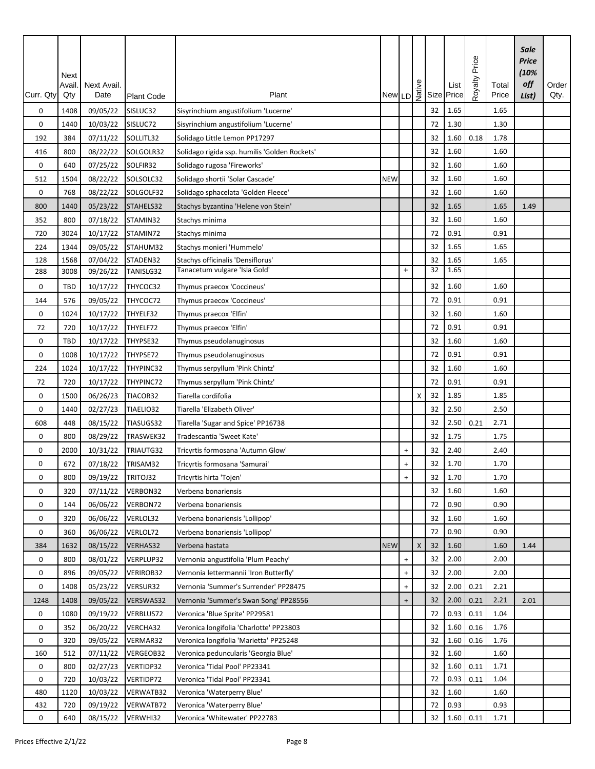| Curr. Qty | Next Avail. Qty | Next Avail. Date | Plant Code | Plant | New | LD | Native | Size | List Price | Royalty Price | Total Price | Sale Price (10% off List) | Order Qty. |
|---|---|---|---|---|---|---|---|---|---|---|---|---|---|
| 0 | 1408 | 09/05/22 | SISLUC32 | Sisyrinchium angustifolium 'Lucerne' | | | | 32 | 1.65 | | 1.65 | | |
| 0 | 1440 | 10/03/22 | SISLUC72 | Sisyrinchium angustifolium 'Lucerne' | | | | 72 | 1.30 | | 1.30 | | |
| 192 | 384 | 07/11/22 | SOLLITL32 | Solidago Little Lemon PP17297 | | | | 32 | 1.60 | 0.18 | 1.78 | | |
| 416 | 800 | 08/22/22 | SOLGOLR32 | Solidago rigida ssp. humilis 'Golden Rockets' | | | | 32 | 1.60 | | 1.60 | | |
| 0 | 640 | 07/25/22 | SOLFIR32 | Solidago rugosa 'Fireworks' | | | | 32 | 1.60 | | 1.60 | | |
| 512 | 1504 | 08/22/22 | SOLSOLC32 | Solidago shortii 'Solar Cascade' | NEW | | | 32 | 1.60 | | 1.60 | | |
| 0 | 768 | 08/22/22 | SOLGOLF32 | Solidago sphacelata 'Golden Fleece' | | | | 32 | 1.60 | | 1.60 | | |
| 800 | 1440 | 05/23/22 | STAHELS32 | Stachys byzantina 'Helene von Stein' | | | | 32 | 1.65 | | 1.65 | 1.49 | |
| 352 | 800 | 07/18/22 | STAMIN32 | Stachys minima | | | | 32 | 1.60 | | 1.60 | | |
| 720 | 3024 | 10/17/22 | STAMIN72 | Stachys minima | | | | 72 | 0.91 | | 0.91 | | |
| 224 | 1344 | 09/05/22 | STAHUM32 | Stachys monieri 'Hummelo' | | | | 32 | 1.65 | | 1.65 | | |
| 128 | 1568 | 07/04/22 | STADEN32 | Stachys officinalis 'Densiflorus' | | | | 32 | 1.65 | | 1.65 | | |
| 288 | 3008 | 09/26/22 | TANISLG32 | Tanacetum vulgare 'Isla Gold' | | + | | 32 | 1.65 | | | | |
| 0 | TBD | 10/17/22 | THYCOC32 | Thymus praecox 'Coccineus' | | | | 32 | 1.60 | | 1.60 | | |
| 144 | 576 | 09/05/22 | THYCOC72 | Thymus praecox 'Coccineus' | | | | 72 | 0.91 | | 0.91 | | |
| 0 | 1024 | 10/17/22 | THYELF32 | Thymus praecox 'Elfin' | | | | 32 | 1.60 | | 1.60 | | |
| 72 | 720 | 10/17/22 | THYELF72 | Thymus praecox 'Elfin' | | | | 72 | 0.91 | | 0.91 | | |
| 0 | TBD | 10/17/22 | THYPSE32 | Thymus pseudolanuginosus | | | | 32 | 1.60 | | 1.60 | | |
| 0 | 1008 | 10/17/22 | THYPSE72 | Thymus pseudolanuginosus | | | | 72 | 0.91 | | 0.91 | | |
| 224 | 1024 | 10/17/22 | THYPINC32 | Thymus serpyllum 'Pink Chintz' | | | | 32 | 1.60 | | 1.60 | | |
| 72 | 720 | 10/17/22 | THYPINC72 | Thymus serpyllum 'Pink Chintz' | | | | 72 | 0.91 | | 0.91 | | |
| 0 | 1500 | 06/26/23 | TIACOR32 | Tiarella cordifolia | | | X | 32 | 1.85 | | 1.85 | | |
| 0 | 1440 | 02/27/23 | TIAELIO32 | Tiarella 'Elizabeth Oliver' | | | | 32 | 2.50 | | 2.50 | | |
| 608 | 448 | 08/15/22 | TIASUGS32 | Tiarella 'Sugar and Spice' PP16738 | | | | 32 | 2.50 | 0.21 | 2.71 | | |
| 0 | 800 | 08/29/22 | TRASWEK32 | Tradescantia 'Sweet Kate' | | | | 32 | 1.75 | | 1.75 | | |
| 0 | 2000 | 10/31/22 | TRIAUTG32 | Tricyrtis formosana 'Autumn Glow' | | + | | 32 | 2.40 | | 2.40 | | |
| 0 | 672 | 07/18/22 | TRISAM32 | Tricyrtis formosana 'Samurai' | | + | | 32 | 1.70 | | 1.70 | | |
| 0 | 800 | 09/19/22 | TRITOJ32 | Tricyrtis hirta 'Tojen' | | + | | 32 | 1.70 | | 1.70 | | |
| 0 | 320 | 07/11/22 | VERBON32 | Verbena bonariensis | | | | 32 | 1.60 | | 1.60 | | |
| 0 | 144 | 06/06/22 | VERBON72 | Verbena bonariensis | | | | 72 | 0.90 | | 0.90 | | |
| 0 | 320 | 06/06/22 | VERLOL32 | Verbena bonariensis 'Lollipop' | | | | 32 | 1.60 | | 1.60 | | |
| 0 | 360 | 06/06/22 | VERLOL72 | Verbena bonariensis 'Lollipop' | | | | 72 | 0.90 | | 0.90 | | |
| 384 | 1632 | 08/15/22 | VERHAS32 | Verbena hastata | NEW | | X | 32 | 1.60 | | 1.60 | 1.44 | |
| 0 | 800 | 08/01/22 | VERPLUP32 | Vernonia angustifolia 'Plum Peachy' | | + | | 32 | 2.00 | | 2.00 | | |
| 0 | 896 | 09/05/22 | VERIROB32 | Vernonia lettermannii 'Iron Butterfly' | | + | | 32 | 2.00 | | 2.00 | | |
| 0 | 1408 | 05/23/22 | VERSUR32 | Vernonia 'Summer's Surrender' PP28475 | | + | | 32 | 2.00 | 0.21 | 2.21 | | |
| 1248 | 1408 | 09/05/22 | VERSWAS32 | Vernonia 'Summer's Swan Song' PP28556 | | + | | 32 | 2.00 | 0.21 | 2.21 | 2.01 | |
| 0 | 1080 | 09/19/22 | VERBLUS72 | Veronica 'Blue Sprite' PP29581 | | | | 72 | 0.93 | 0.11 | 1.04 | | |
| 0 | 352 | 06/20/22 | VERCHA32 | Veronica longifolia 'Charlotte' PP23803 | | | | 32 | 1.60 | 0.16 | 1.76 | | |
| 0 | 320 | 09/05/22 | VERMAR32 | Veronica longifolia 'Marietta' PP25248 | | | | 32 | 1.60 | 0.16 | 1.76 | | |
| 160 | 512 | 07/11/22 | VERGEOB32 | Veronica peduncularis 'Georgia Blue' | | | | 32 | 1.60 | | 1.60 | | |
| 0 | 800 | 02/27/23 | VERTIDP32 | Veronica 'Tidal Pool' PP23341 | | | | 32 | 1.60 | 0.11 | 1.71 | | |
| 0 | 720 | 10/03/22 | VERTIDP72 | Veronica 'Tidal Pool' PP23341 | | | | 72 | 0.93 | 0.11 | 1.04 | | |
| 480 | 1120 | 10/03/22 | VERWATB32 | Veronica 'Waterperry Blue' | | | | 32 | 1.60 | | 1.60 | | |
| 432 | 720 | 09/19/22 | VERWATB72 | Veronica 'Waterperry Blue' | | | | 72 | 0.93 | | 0.93 | | |
| 0 | 640 | 08/15/22 | VERWHI32 | Veronica 'Whitewater' PP22783 | | | | 32 | 1.60 | 0.11 | 1.71 | | |

Prices Effective 2/1/22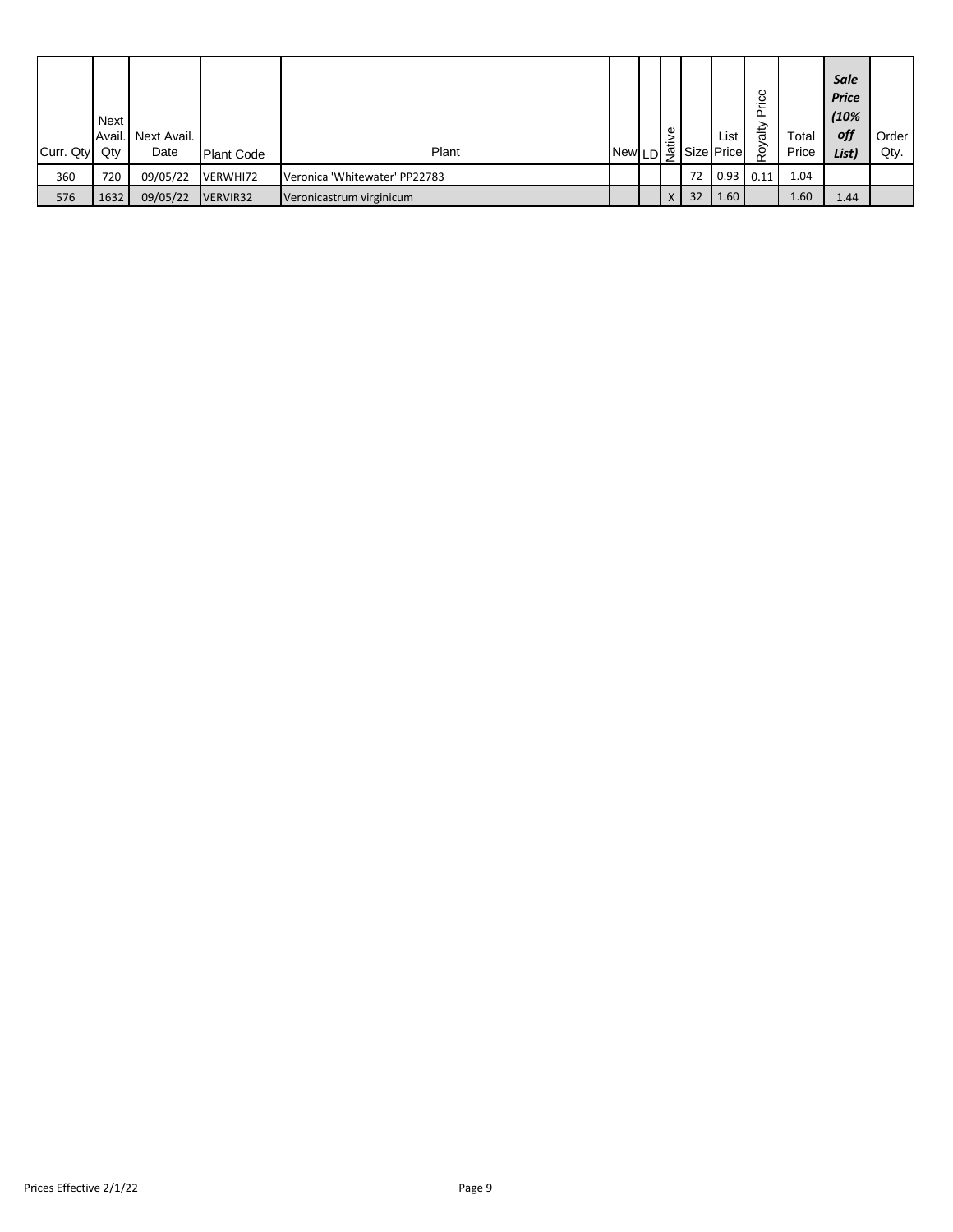| Curr. Qty | Next Avail. Qty | Next Avail. Date | Plant Code | Plant | New | LD | Native | Size | List Price | Royalty Price | Total Price | ***Sale Price (10% off List)*** | Order Qty. |
|---|---|---|---|---|---|---|---|---|---|---|---|---|---|
| 360 | 720 | 09/05/22 | VERWHI72 | Veronica 'Whitewater' PP22783 | | | | 72 | 0.93 | 0.11 | 1.04 | | |
| 576 | 1632 | 09/05/22 | VERVIR32 | Veronicastrum virginicum | | | X | 32 | 1.60 | | 1.60 | 1.44 | |

Prices Effective 2/1/22